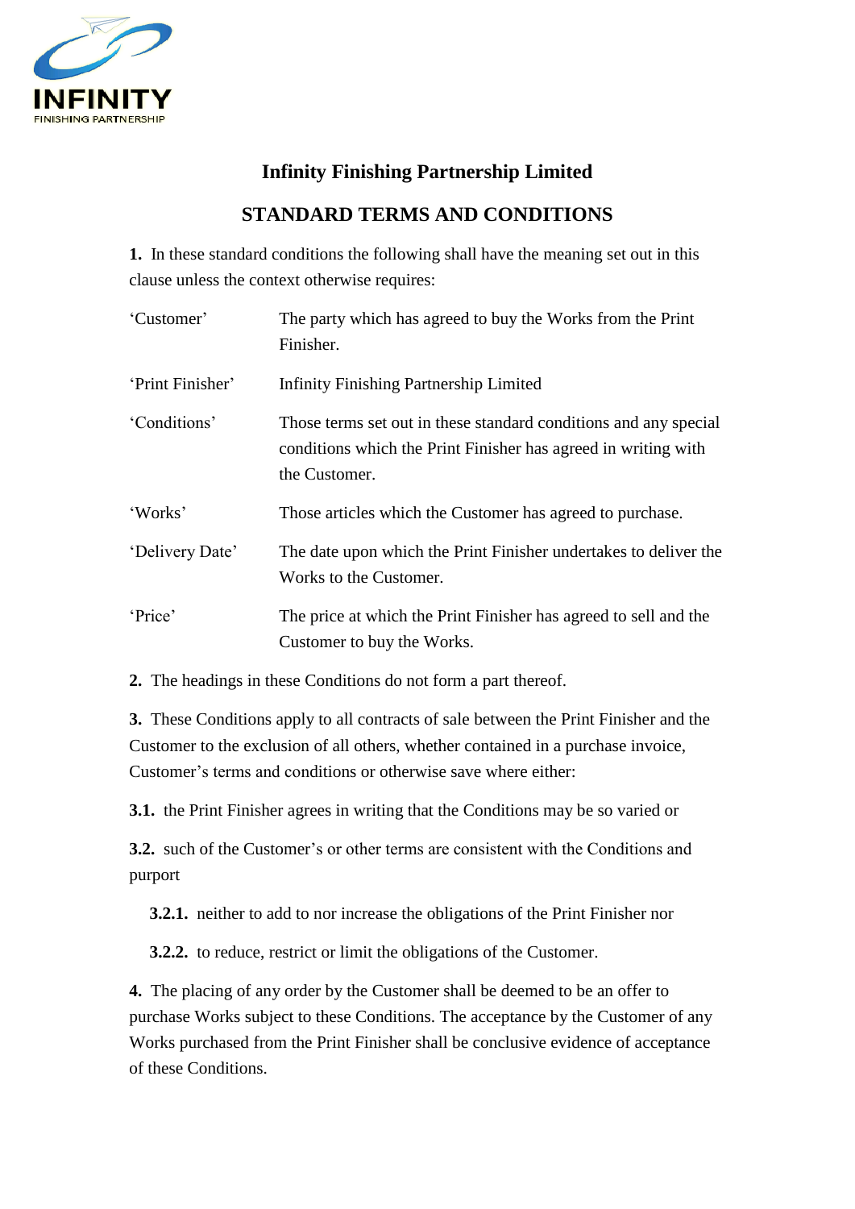# Infinity Finishing Partnership Limited

## STANDARD TERMS AND CONDITIONS

**1.** In these standard conditions the following shall have the meaning set out in this clause unless the context otherwise requires:

| | |
|---|---|
| 'Customer' | The party which has agreed to buy the Works from the Print Finisher. |
| 'Print Finisher' | Infinity Finishing Partnership Limited |
| 'Conditions' | Those terms set out in these standard conditions and any special conditions which the Print Finisher has agreed in writing with the Customer. |
| 'Works' | Those articles which the Customer has agreed to purchase. |
| 'Delivery Date' | The date upon which the Print Finisher undertakes to deliver the Works to the Customer. |
| 'Price' | The price at which the Print Finisher has agreed to sell and the Customer to buy the Works. |

**2.** The headings in these Conditions do not form a part thereof.

**3.** These Conditions apply to all contracts of sale between the Print Finisher and the Customer to the exclusion of all others, whether contained in a purchase invoice, Customer's terms and conditions or otherwise save where either:

**3.1.** the Print Finisher agrees in writing that the Conditions may be so varied or

**3.2.** such of the Customer's or other terms are consistent with the Conditions and purport

**3.2.1.** neither to add to nor increase the obligations of the Print Finisher nor

**3.2.2.** to reduce, restrict or limit the obligations of the Customer.

**4.** The placing of any order by the Customer shall be deemed to be an offer to purchase Works subject to these Conditions. The acceptance by the Customer of any Works purchased from the Print Finisher shall be conclusive evidence of acceptance of these Conditions.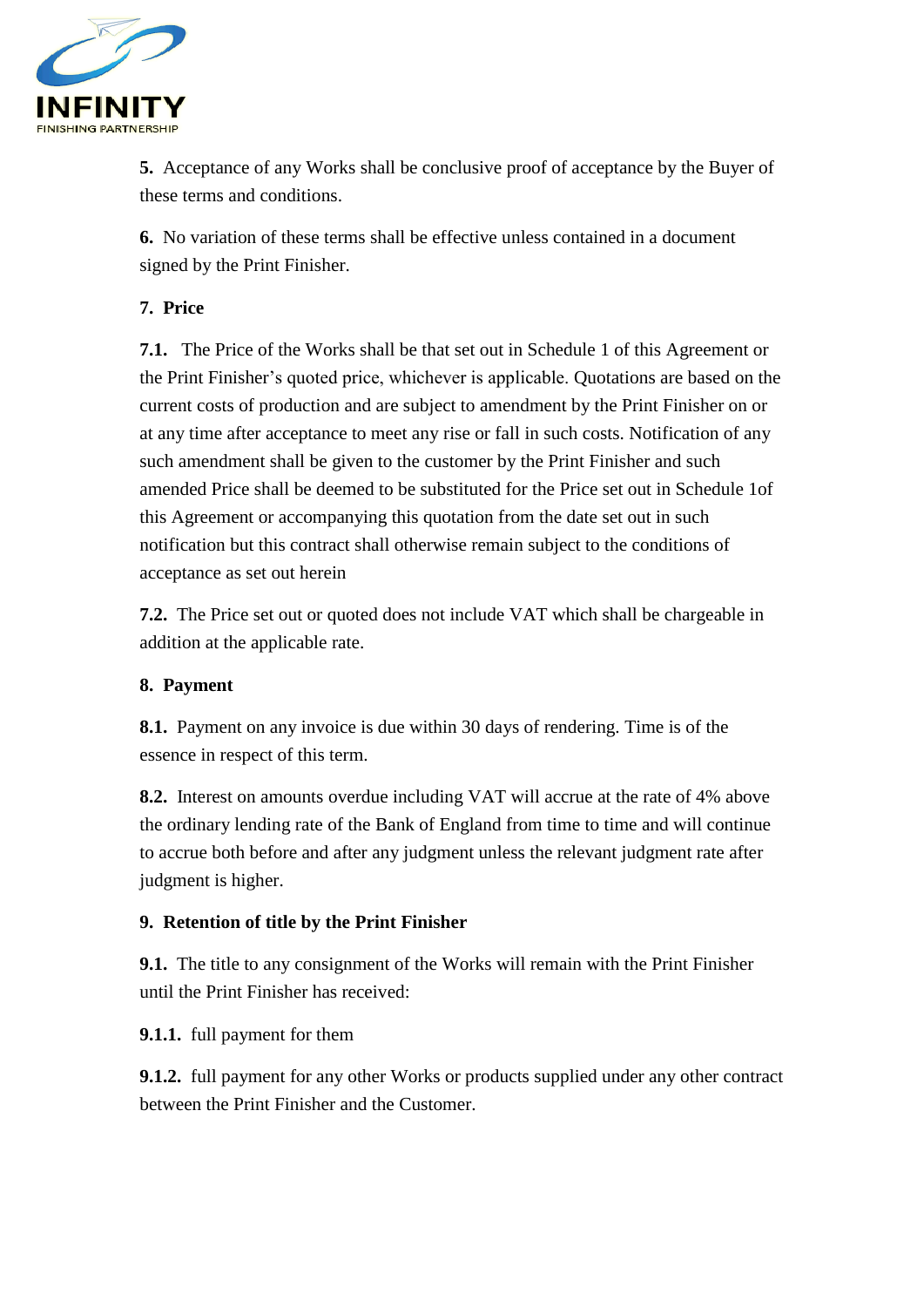**5.** Acceptance of any Works shall be conclusive proof of acceptance by the Buyer of these terms and conditions.

**6.** No variation of these terms shall be effective unless contained in a document signed by the Print Finisher.

**7. Price**

**7.1.** The Price of the Works shall be that set out in Schedule 1 of this Agreement or the Print Finisher's quoted price, whichever is applicable. Quotations are based on the current costs of production and are subject to amendment by the Print Finisher on or at any time after acceptance to meet any rise or fall in such costs. Notification of any such amendment shall be given to the customer by the Print Finisher and such amended Price shall be deemed to be substituted for the Price set out in Schedule 1of this Agreement or accompanying this quotation from the date set out in such notification but this contract shall otherwise remain subject to the conditions of acceptance as set out herein

**7.2.** The Price set out or quoted does not include VAT which shall be chargeable in addition at the applicable rate.

**8. Payment**

**8.1.** Payment on any invoice is due within 30 days of rendering. Time is of the essence in respect of this term.

**8.2.** Interest on amounts overdue including VAT will accrue at the rate of 4% above the ordinary lending rate of the Bank of England from time to time and will continue to accrue both before and after any judgment unless the relevant judgment rate after judgment is higher.

**9. Retention of title by the Print Finisher**

**9.1.** The title to any consignment of the Works will remain with the Print Finisher until the Print Finisher has received:

**9.1.1.** full payment for them

**9.1.2.** full payment for any other Works or products supplied under any other contract between the Print Finisher and the Customer.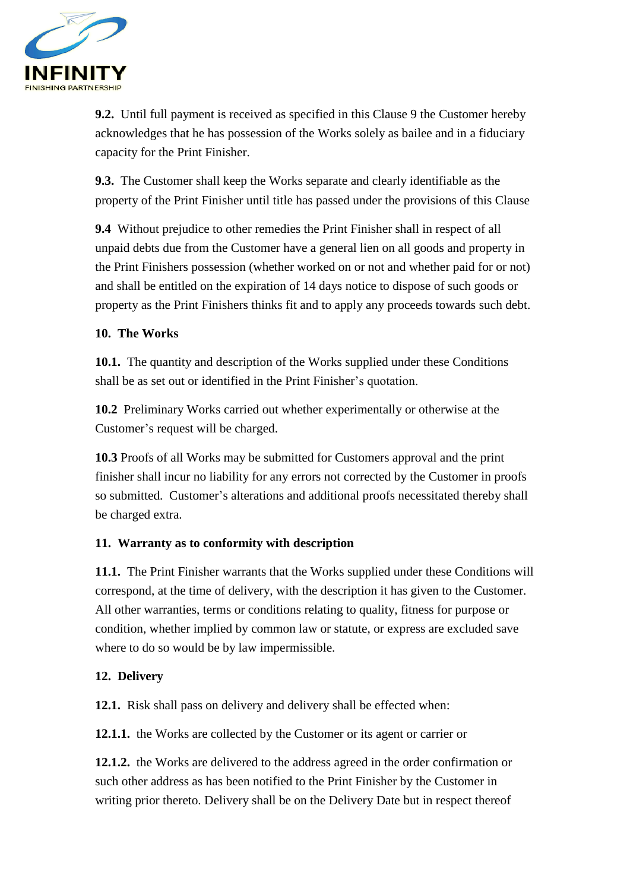**9.2.** Until full payment is received as specified in this Clause 9 the Customer hereby acknowledges that he has possession of the Works solely as bailee and in a fiduciary capacity for the Print Finisher.

**9.3.** The Customer shall keep the Works separate and clearly identifiable as the property of the Print Finisher until title has passed under the provisions of this Clause

**9.4** Without prejudice to other remedies the Print Finisher shall in respect of all unpaid debts due from the Customer have a general lien on all goods and property in the Print Finishers possession (whether worked on or not and whether paid for or not) and shall be entitled on the expiration of 14 days notice to dispose of such goods or property as the Print Finishers thinks fit and to apply any proceeds towards such debt.

## 10. The Works

**10.1.** The quantity and description of the Works supplied under these Conditions shall be as set out or identified in the Print Finisher's quotation.

**10.2** Preliminary Works carried out whether experimentally or otherwise at the Customer's request will be charged.

**10.3** Proofs of all Works may be submitted for Customers approval and the print finisher shall incur no liability for any errors not corrected by the Customer in proofs so submitted. Customer's alterations and additional proofs necessitated thereby shall be charged extra.

## 11. Warranty as to conformity with description

**11.1.** The Print Finisher warrants that the Works supplied under these Conditions will correspond, at the time of delivery, with the description it has given to the Customer. All other warranties, terms or conditions relating to quality, fitness for purpose or condition, whether implied by common law or statute, or express are excluded save where to do so would be by law impermissible.

## 12. Delivery

**12.1.** Risk shall pass on delivery and delivery shall be effected when:

**12.1.1.** the Works are collected by the Customer or its agent or carrier or

**12.1.2.** the Works are delivered to the address agreed in the order confirmation or such other address as has been notified to the Print Finisher by the Customer in writing prior thereto. Delivery shall be on the Delivery Date but in respect thereof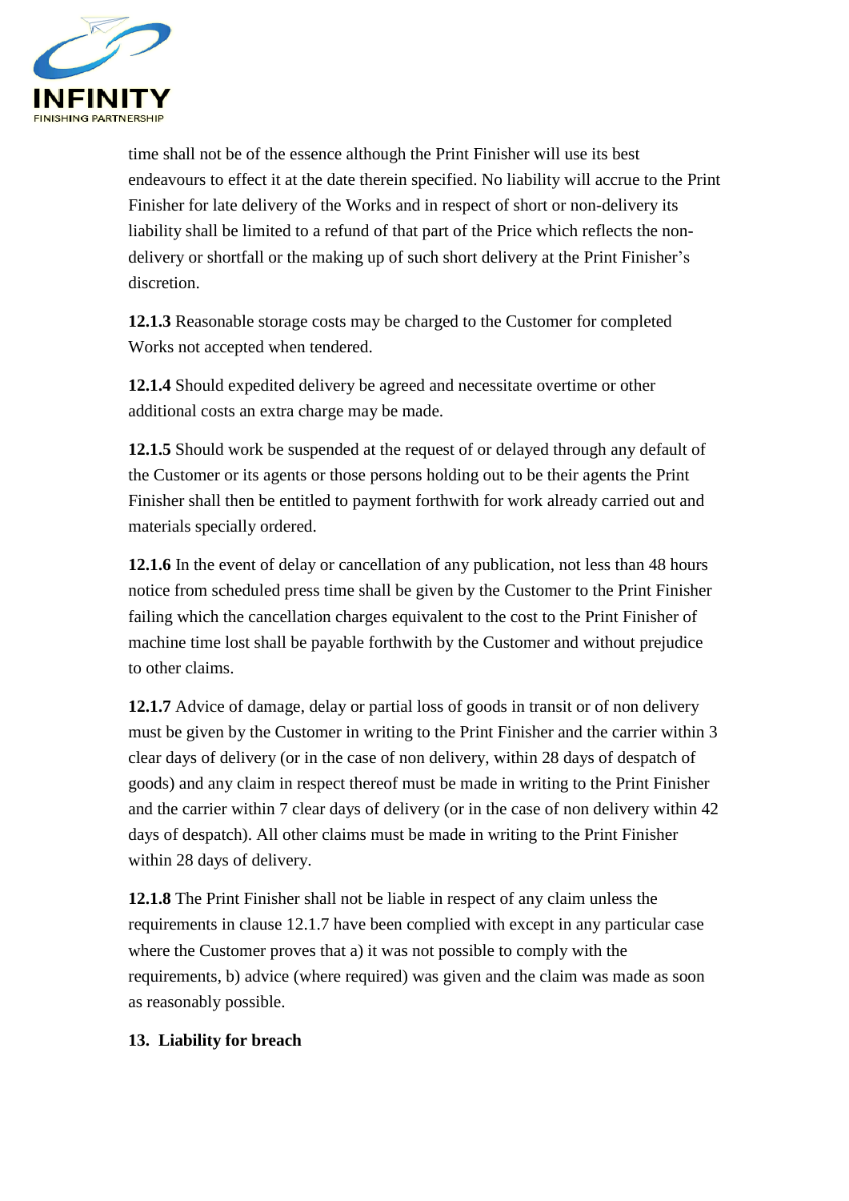time shall not be of the essence although the Print Finisher will use its best endeavours to effect it at the date therein specified. No liability will accrue to the Print Finisher for late delivery of the Works and in respect of short or non-delivery its liability shall be limited to a refund of that part of the Price which reflects the non-delivery or shortfall or the making up of such short delivery at the Print Finisher's discretion.

**12.1.3** Reasonable storage costs may be charged to the Customer for completed Works not accepted when tendered.

**12.1.4** Should expedited delivery be agreed and necessitate overtime or other additional costs an extra charge may be made.

**12.1.5** Should work be suspended at the request of or delayed through any default of the Customer or its agents or those persons holding out to be their agents the Print Finisher shall then be entitled to payment forthwith for work already carried out and materials specially ordered.

**12.1.6** In the event of delay or cancellation of any publication, not less than 48 hours notice from scheduled press time shall be given by the Customer to the Print Finisher failing which the cancellation charges equivalent to the cost to the Print Finisher of machine time lost shall be payable forthwith by the Customer and without prejudice to other claims.

**12.1.7** Advice of damage, delay or partial loss of goods in transit or of non delivery must be given by the Customer in writing to the Print Finisher and the carrier within 3 clear days of delivery (or in the case of non delivery, within 28 days of despatch of goods) and any claim in respect thereof must be made in writing to the Print Finisher and the carrier within 7 clear days of delivery (or in the case of non delivery within 42 days of despatch). All other claims must be made in writing to the Print Finisher within 28 days of delivery.

**12.1.8** The Print Finisher shall not be liable in respect of any claim unless the requirements in clause 12.1.7 have been complied with except in any particular case where the Customer proves that a) it was not possible to comply with the requirements, b) advice (where required) was given and the claim was made as soon as reasonably possible.

**13. Liability for breach**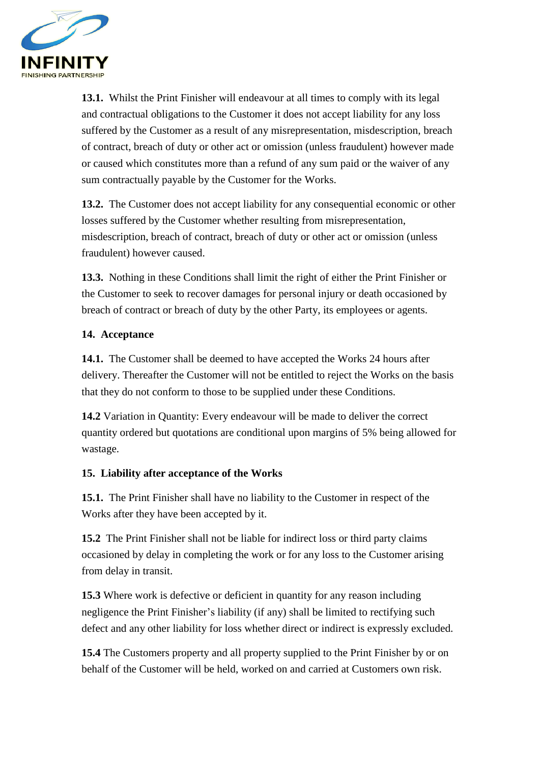**13.1.** Whilst the Print Finisher will endeavour at all times to comply with its legal and contractual obligations to the Customer it does not accept liability for any loss suffered by the Customer as a result of any misrepresentation, misdescription, breach of contract, breach of duty or other act or omission (unless fraudulent) however made or caused which constitutes more than a refund of any sum paid or the waiver of any sum contractually payable by the Customer for the Works.

**13.2.** The Customer does not accept liability for any consequential economic or other losses suffered by the Customer whether resulting from misrepresentation, misdescription, breach of contract, breach of duty or other act or omission (unless fraudulent) however caused.

**13.3.** Nothing in these Conditions shall limit the right of either the Print Finisher or the Customer to seek to recover damages for personal injury or death occasioned by breach of contract or breach of duty by the other Party, its employees or agents.

**14. Acceptance**

**14.1.** The Customer shall be deemed to have accepted the Works 24 hours after delivery. Thereafter the Customer will not be entitled to reject the Works on the basis that they do not conform to those to be supplied under these Conditions.

**14.2** Variation in Quantity: Every endeavour will be made to deliver the correct quantity ordered but quotations are conditional upon margins of 5% being allowed for wastage.

**15. Liability after acceptance of the Works**

**15.1.** The Print Finisher shall have no liability to the Customer in respect of the Works after they have been accepted by it.

**15.2** The Print Finisher shall not be liable for indirect loss or third party claims occasioned by delay in completing the work or for any loss to the Customer arising from delay in transit.

**15.3** Where work is defective or deficient in quantity for any reason including negligence the Print Finisher's liability (if any) shall be limited to rectifying such defect and any other liability for loss whether direct or indirect is expressly excluded.

**15.4** The Customers property and all property supplied to the Print Finisher by or on behalf of the Customer will be held, worked on and carried at Customers own risk.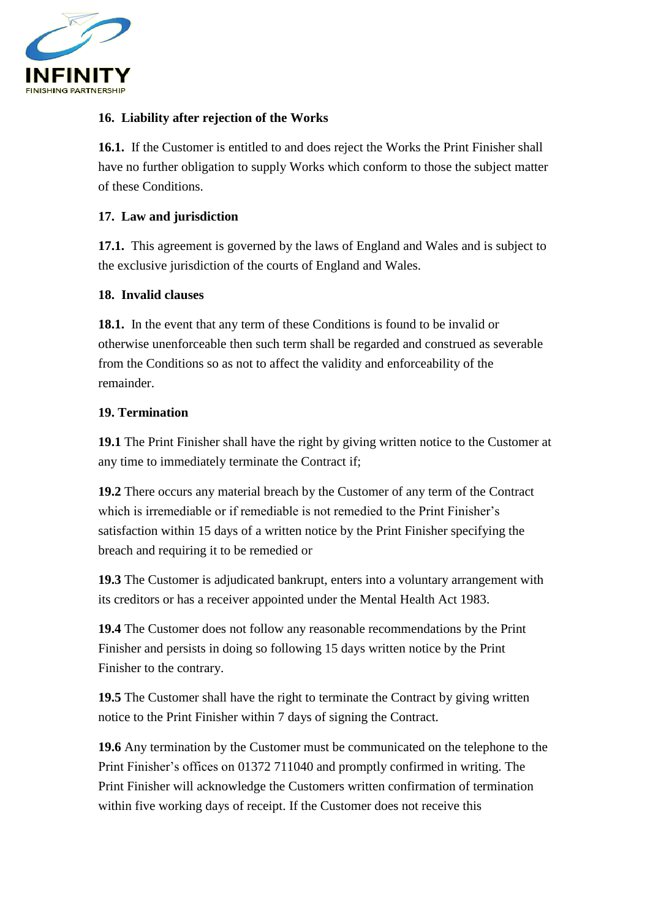## 16. Liability after rejection of the Works

**16.1.** If the Customer is entitled to and does reject the Works the Print Finisher shall have no further obligation to supply Works which conform to those the subject matter of these Conditions.

## 17. Law and jurisdiction

**17.1.** This agreement is governed by the laws of England and Wales and is subject to the exclusive jurisdiction of the courts of England and Wales.

## 18. Invalid clauses

**18.1.** In the event that any term of these Conditions is found to be invalid or otherwise unenforceable then such term shall be regarded and construed as severable from the Conditions so as not to affect the validity and enforceability of the remainder.

## 19. Termination

**19.1** The Print Finisher shall have the right by giving written notice to the Customer at any time to immediately terminate the Contract if;

**19.2** There occurs any material breach by the Customer of any term of the Contract which is irremediable or if remediable is not remedied to the Print Finisher's satisfaction within 15 days of a written notice by the Print Finisher specifying the breach and requiring it to be remedied or

**19.3** The Customer is adjudicated bankrupt, enters into a voluntary arrangement with its creditors or has a receiver appointed under the Mental Health Act 1983.

**19.4** The Customer does not follow any reasonable recommendations by the Print Finisher and persists in doing so following 15 days written notice by the Print Finisher to the contrary.

**19.5** The Customer shall have the right to terminate the Contract by giving written notice to the Print Finisher within 7 days of signing the Contract.

**19.6** Any termination by the Customer must be communicated on the telephone to the Print Finisher's offices on 01372 711040 and promptly confirmed in writing. The Print Finisher will acknowledge the Customers written confirmation of termination within five working days of receipt. If the Customer does not receive this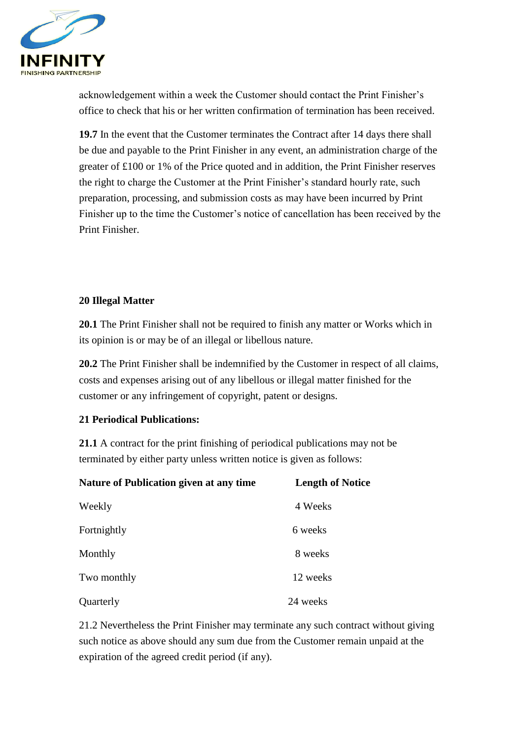acknowledgement within a week the Customer should contact the Print Finisher's office to check that his or her written confirmation of termination has been received.

**19.7** In the event that the Customer terminates the Contract after 14 days there shall be due and payable to the Print Finisher in any event, an administration charge of the greater of £100 or 1% of the Price quoted and in addition, the Print Finisher reserves the right to charge the Customer at the Print Finisher's standard hourly rate, such preparation, processing, and submission costs as may have been incurred by Print Finisher up to the time the Customer's notice of cancellation has been received by the Print Finisher.

**20 Illegal Matter**

**20.1** The Print Finisher shall not be required to finish any matter or Works which in its opinion is or may be of an illegal or libellous nature.

**20.2** The Print Finisher shall be indemnified by the Customer in respect of all claims, costs and expenses arising out of any libellous or illegal matter finished for the customer or any infringement of copyright, patent or designs.

**21 Periodical Publications:**

**21.1** A contract for the print finishing of periodical publications may not be terminated by either party unless written notice is given as follows:

| Nature of Publication given at any time | Length of Notice |
| --- | --- |
| Weekly | 4 Weeks |
| Fortnightly | 6 weeks |
| Monthly | 8 weeks |
| Two monthly | 12 weeks |
| Quarterly | 24 weeks |

21.2 Nevertheless the Print Finisher may terminate any such contract without giving such notice as above should any sum due from the Customer remain unpaid at the expiration of the agreed credit period (if any).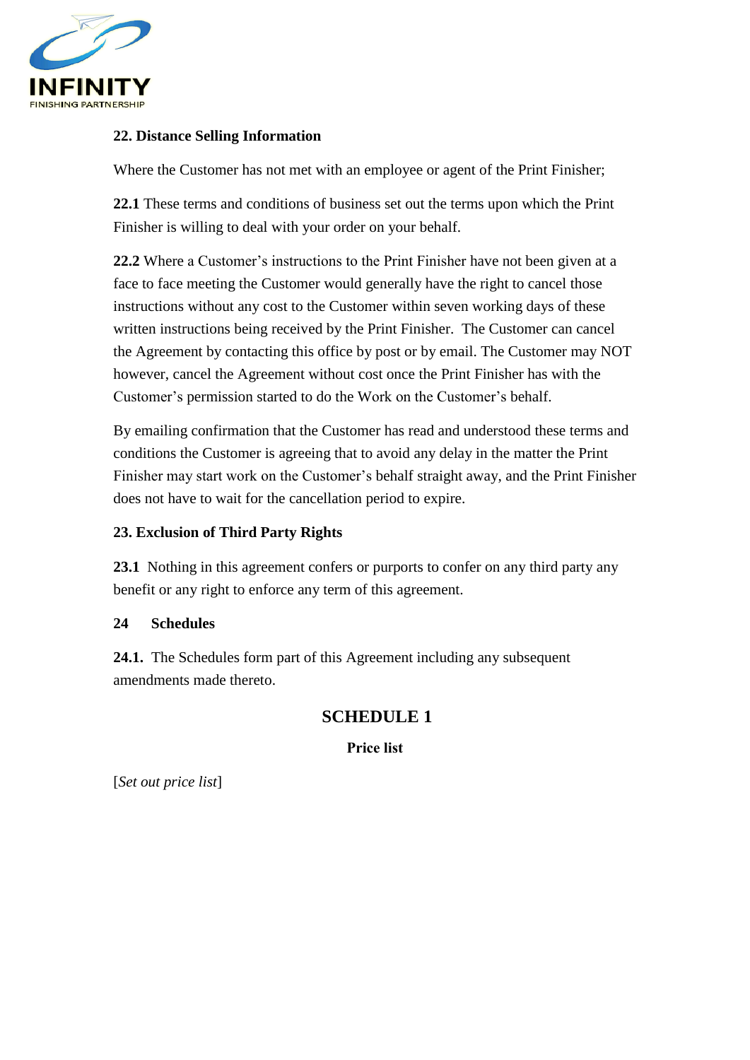**22. Distance Selling Information**

Where the Customer has not met with an employee or agent of the Print Finisher;

**22.1** These terms and conditions of business set out the terms upon which the Print Finisher is willing to deal with your order on your behalf.

**22.2** Where a Customer's instructions to the Print Finisher have not been given at a face to face meeting the Customer would generally have the right to cancel those instructions without any cost to the Customer within seven working days of these written instructions being received by the Print Finisher. The Customer can cancel the Agreement by contacting this office by post or by email. The Customer may NOT however, cancel the Agreement without cost once the Print Finisher has with the Customer's permission started to do the Work on the Customer's behalf.

By emailing confirmation that the Customer has read and understood these terms and conditions the Customer is agreeing that to avoid any delay in the matter the Print Finisher may start work on the Customer's behalf straight away, and the Print Finisher does not have to wait for the cancellation period to expire.

**23. Exclusion of Third Party Rights**

**23.1** Nothing in this agreement confers or purports to confer on any third party any benefit or any right to enforce any term of this agreement.

**24 Schedules**

**24.1.** The Schedules form part of this Agreement including any subsequent amendments made thereto.

## SCHEDULE 1

**Price list**

[*Set out price list*]